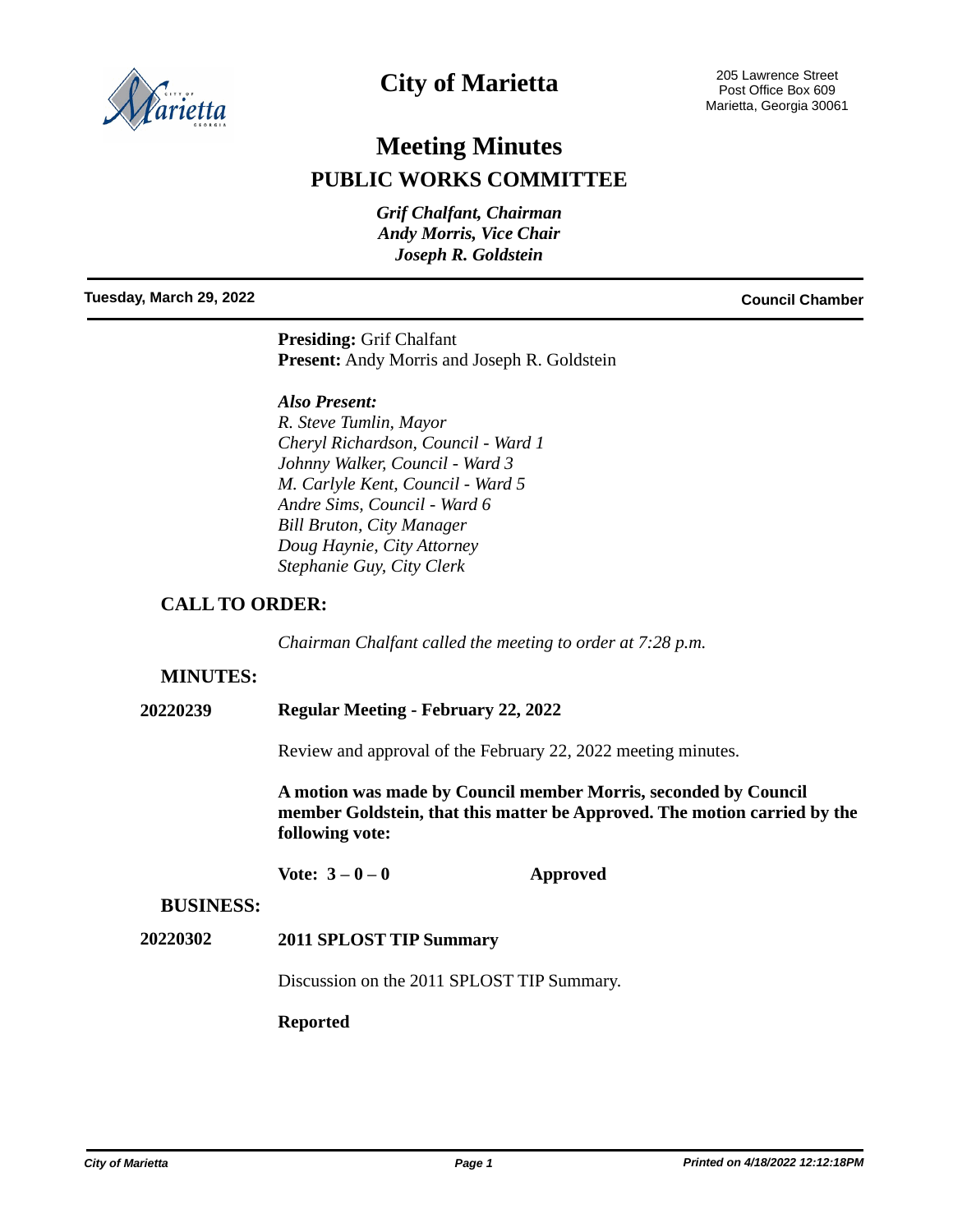# City of Marietta

205 Lawrence Street
Post Office Box 609
Marietta, Georgia 30061

# Meeting Minutes

## PUBLIC WORKS COMMITTEE

*Grif Chalfant, Chairman*
*Andy Morris, Vice Chair*
*Joseph R. Goldstein*

**Tuesday, March 29, 2022** **Council Chamber**

**Presiding:** Grif Chalfant
**Present:** Andy Morris and Joseph R. Goldstein

***Also Present:***
*R. Steve Tumlin, Mayor*
*Cheryl Richardson, Council - Ward 1*
*Johnny Walker, Council - Ward 3*
*M. Carlyle Kent, Council - Ward 5*
*Andre Sims, Council - Ward 6*
*Bill Bruton, City Manager*
*Doug Haynie, City Attorney*
*Stephanie Guy, City Clerk*

### CALL TO ORDER:

*Chairman Chalfant called the meeting to order at 7:28 p.m.*

### MINUTES:

**20220239** **Regular Meeting - February 22, 2022**

Review and approval of the February 22, 2022 meeting minutes.

**A motion was made by Council member Morris, seconded by Council member Goldstein, that this matter be Approved. The motion carried by the following vote:**

**Vote: 3 – 0 – 0** **Approved**

### BUSINESS:

**20220302** **2011 SPLOST TIP Summary**

Discussion on the 2011 SPLOST TIP Summary.

**Reported**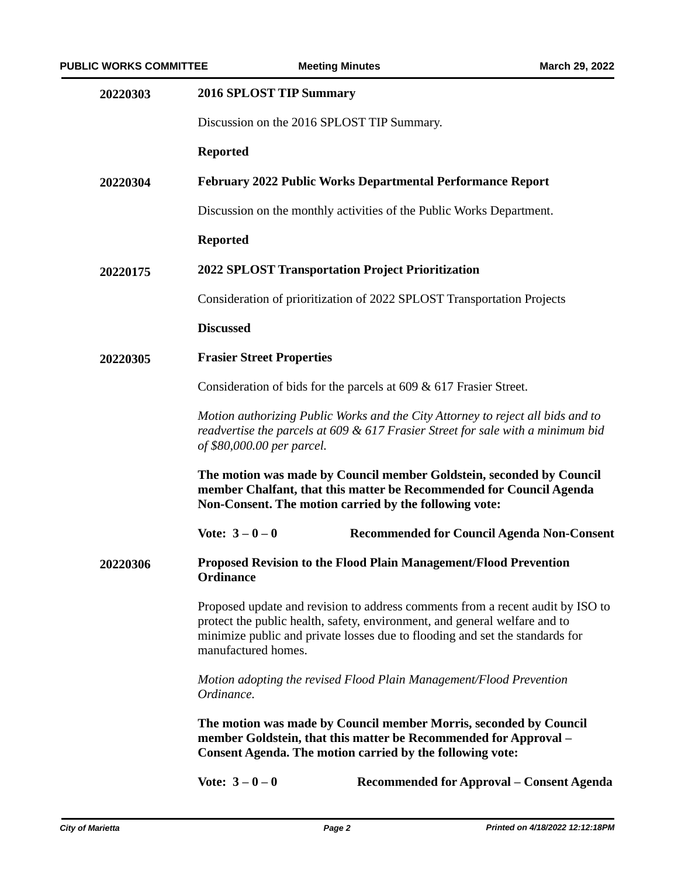**20220303** **2016 SPLOST TIP Summary**

Discussion on the 2016 SPLOST TIP Summary.

**Reported**

**20220304** **February 2022 Public Works Departmental Performance Report**

Discussion on the monthly activities of the Public Works Department.

**Reported**

**20220175** **2022 SPLOST Transportation Project Prioritization**

Consideration of prioritization of 2022 SPLOST Transportation Projects

**Discussed**

**20220305** **Frasier Street Properties**

Consideration of bids for the parcels at 609 & 617 Frasier Street.

*Motion authorizing Public Works and the City Attorney to reject all bids and to readvertise the parcels at 609 & 617 Frasier Street for sale with a minimum bid of $80,000.00 per parcel.*

**The motion was made by Council member Goldstein, seconded by Council member Chalfant, that this matter be Recommended for Council Agenda Non-Consent. The motion carried by the following vote:**

**Vote: 3 – 0 – 0** **Recommended for Council Agenda Non-Consent**

**20220306** **Proposed Revision to the Flood Plain Management/Flood Prevention Ordinance**

Proposed update and revision to address comments from a recent audit by ISO to protect the public health, safety, environment, and general welfare and to minimize public and private losses due to flooding and set the standards for manufactured homes.

*Motion adopting the revised Flood Plain Management/Flood Prevention Ordinance.*

**The motion was made by Council member Morris, seconded by Council member Goldstein, that this matter be Recommended for Approval – Consent Agenda. The motion carried by the following vote:**

**Vote: 3 – 0 – 0** **Recommended for Approval – Consent Agenda**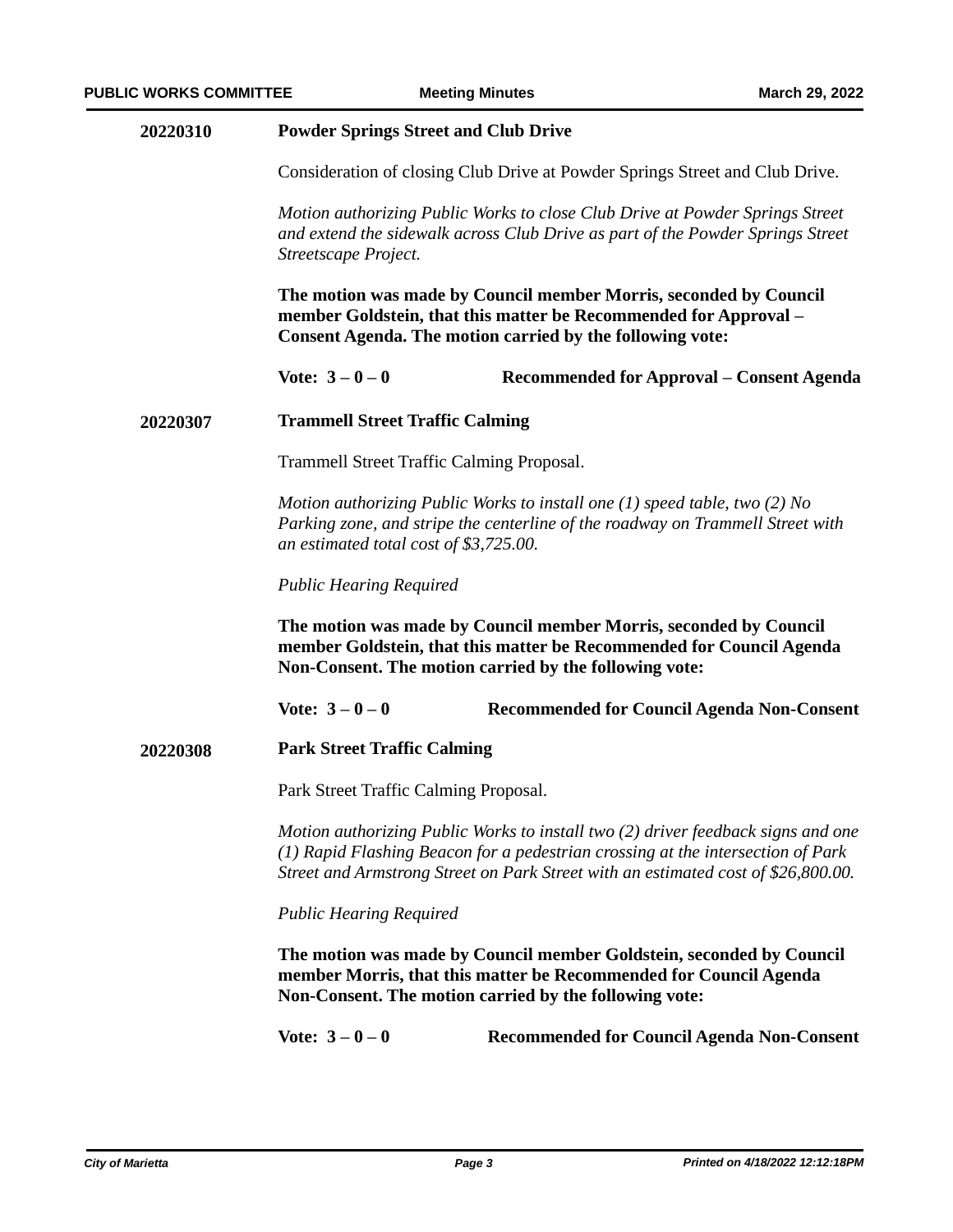**20220310** **Powder Springs Street and Club Drive**

Consideration of closing Club Drive at Powder Springs Street and Club Drive.

*Motion authorizing Public Works to close Club Drive at Powder Springs Street and extend the sidewalk across Club Drive as part of the Powder Springs Street Streetscape Project.*

**The motion was made by Council member Morris, seconded by Council member Goldstein, that this matter be Recommended for Approval – Consent Agenda. The motion carried by the following vote:**

**Vote: 3 – 0 – 0** **Recommended for Approval – Consent Agenda**

**20220307** **Trammell Street Traffic Calming**

Trammell Street Traffic Calming Proposal.

*Motion authorizing Public Works to install one (1) speed table, two (2) No Parking zone, and stripe the centerline of the roadway on Trammell Street with an estimated total cost of $3,725.00.*

*Public Hearing Required*

**The motion was made by Council member Morris, seconded by Council member Goldstein, that this matter be Recommended for Council Agenda Non-Consent. The motion carried by the following vote:**

**Vote: 3 – 0 – 0** **Recommended for Council Agenda Non-Consent**

**20220308** **Park Street Traffic Calming**

Park Street Traffic Calming Proposal.

*Motion authorizing Public Works to install two (2) driver feedback signs and one (1) Rapid Flashing Beacon for a pedestrian crossing at the intersection of Park Street and Armstrong Street on Park Street with an estimated cost of $26,800.00.*

*Public Hearing Required*

**The motion was made by Council member Goldstein, seconded by Council member Morris, that this matter be Recommended for Council Agenda Non-Consent. The motion carried by the following vote:**

**Vote: 3 – 0 – 0** **Recommended for Council Agenda Non-Consent**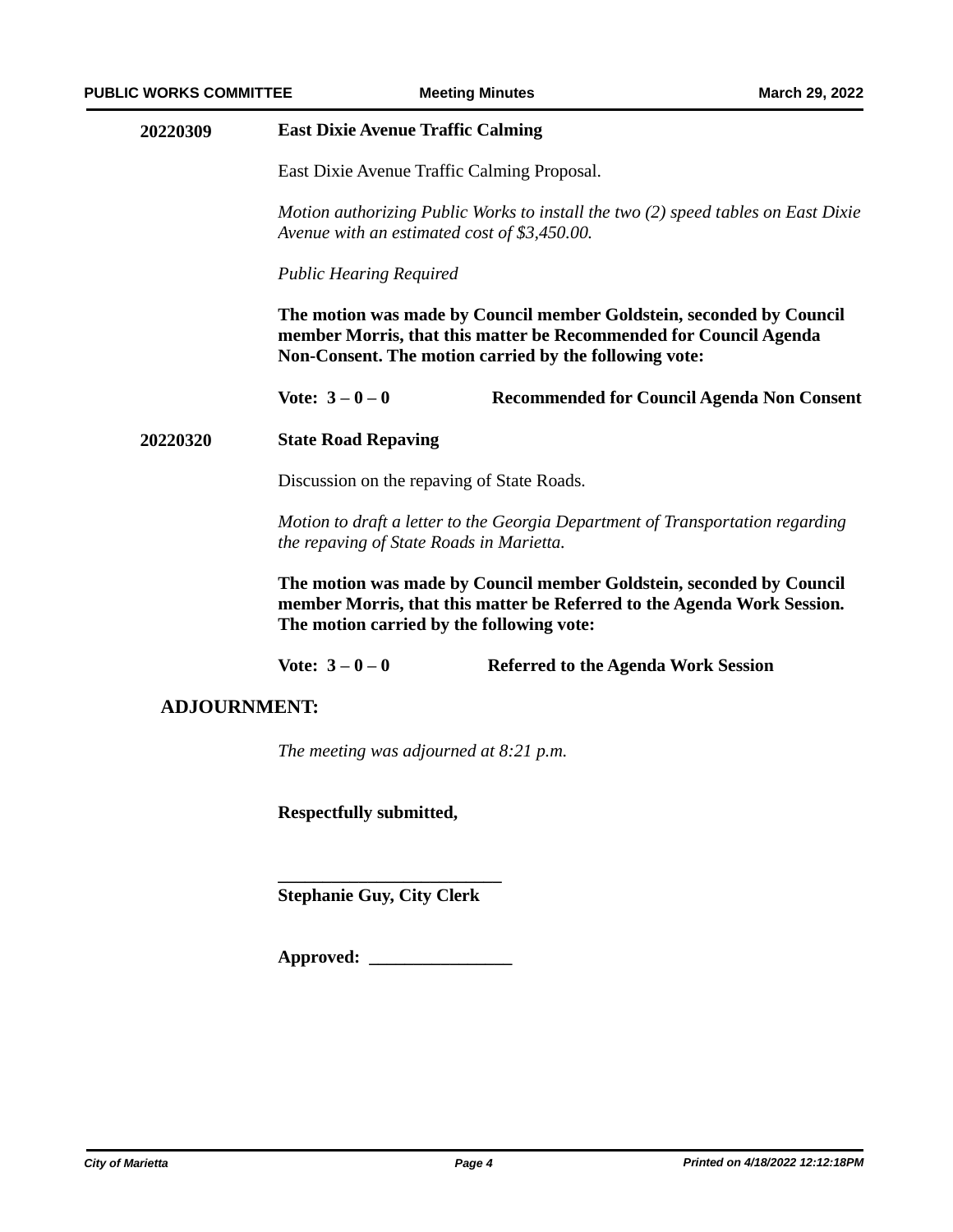**20220309** **East Dixie Avenue Traffic Calming**

East Dixie Avenue Traffic Calming Proposal.

*Motion authorizing Public Works to install the two (2) speed tables on East Dixie Avenue with an estimated cost of $3,450.00.*

*Public Hearing Required*

**The motion was made by Council member Goldstein, seconded by Council member Morris, that this matter be Recommended for Council Agenda Non-Consent. The motion carried by the following vote:**

**Vote: 3 – 0 – 0** **Recommended for Council Agenda Non Consent**

**20220320** **State Road Repaving**

Discussion on the repaving of State Roads.

*Motion to draft a letter to the Georgia Department of Transportation regarding the repaving of State Roads in Marietta.*

**The motion was made by Council member Goldstein, seconded by Council member Morris, that this matter be Referred to the Agenda Work Session. The motion carried by the following vote:**

**Vote: 3 – 0 – 0** **Referred to the Agenda Work Session**

## ADJOURNMENT:

*The meeting was adjourned at 8:21 p.m.*

**Respectfully submitted,**

**_________________________**
**Stephanie Guy, City Clerk**

**Approved: ________________**